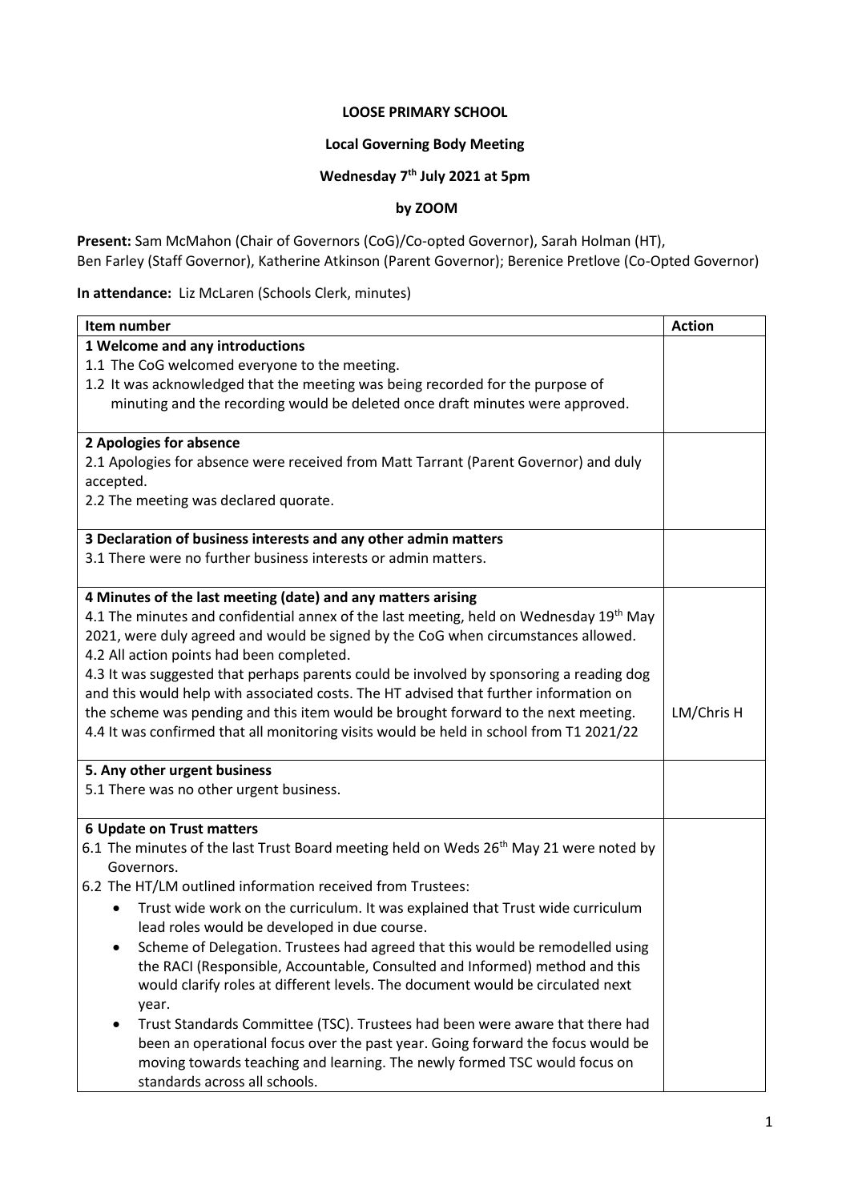**LOOSE PRIMARY SCHOOL**

**Local Governing Body Meeting**

**Wednesday 7th July 2021 at 5pm**

**by ZOOM**

**Present:** Sam McMahon (Chair of Governors (CoG)/Co-opted Governor), Sarah Holman (HT), Ben Farley (Staff Governor), Katherine Atkinson (Parent Governor); Berenice Pretlove (Co-Opted Governor)

**In attendance:** Liz McLaren (Schools Clerk, minutes)

| Item number | Action |
|---|---|
| **1 Welcome and any introductions**<br>1.1 The CoG welcomed everyone to the meeting.<br>1.2 It was acknowledged that the meeting was being recorded for the purpose of minuting and the recording would be deleted once draft minutes were approved. | |
| **2 Apologies for absence**<br>2.1 Apologies for absence were received from Matt Tarrant (Parent Governor) and duly accepted.<br>2.2 The meeting was declared quorate. | |
| **3 Declaration of business interests and any other admin matters**<br>3.1 There were no further business interests or admin matters. | |
| **4 Minutes of the last meeting (date) and any matters arising**<br>4.1 The minutes and confidential annex of the last meeting, held on Wednesday 19th May 2021, were duly agreed and would be signed by the CoG when circumstances allowed.<br>4.2 All action points had been completed.<br>4.3 It was suggested that perhaps parents could be involved by sponsoring a reading dog and this would help with associated costs. The HT advised that further information on the scheme was pending and this item would be brought forward to the next meeting.<br>4.4 It was confirmed that all monitoring visits would be held in school from T1 2021/22 | LM/Chris H |
| **5. Any other urgent business**<br>5.1 There was no other urgent business. | |
| **6 Update on Trust matters**<br>6.1 The minutes of the last Trust Board meeting held on Weds 26th May 21 were noted by Governors.<br>6.2 The HT/LM outlined information received from Trustees:<br>• Trust wide work on the curriculum. It was explained that Trust wide curriculum lead roles would be developed in due course.<br>• Scheme of Delegation. Trustees had agreed that this would be remodelled using the RACI (Responsible, Accountable, Consulted and Informed) method and this would clarify roles at different levels. The document would be circulated next year.<br>• Trust Standards Committee (TSC). Trustees had been were aware that there had been an operational focus over the past year. Going forward the focus would be moving towards teaching and learning. The newly formed TSC would focus on standards across all schools. | |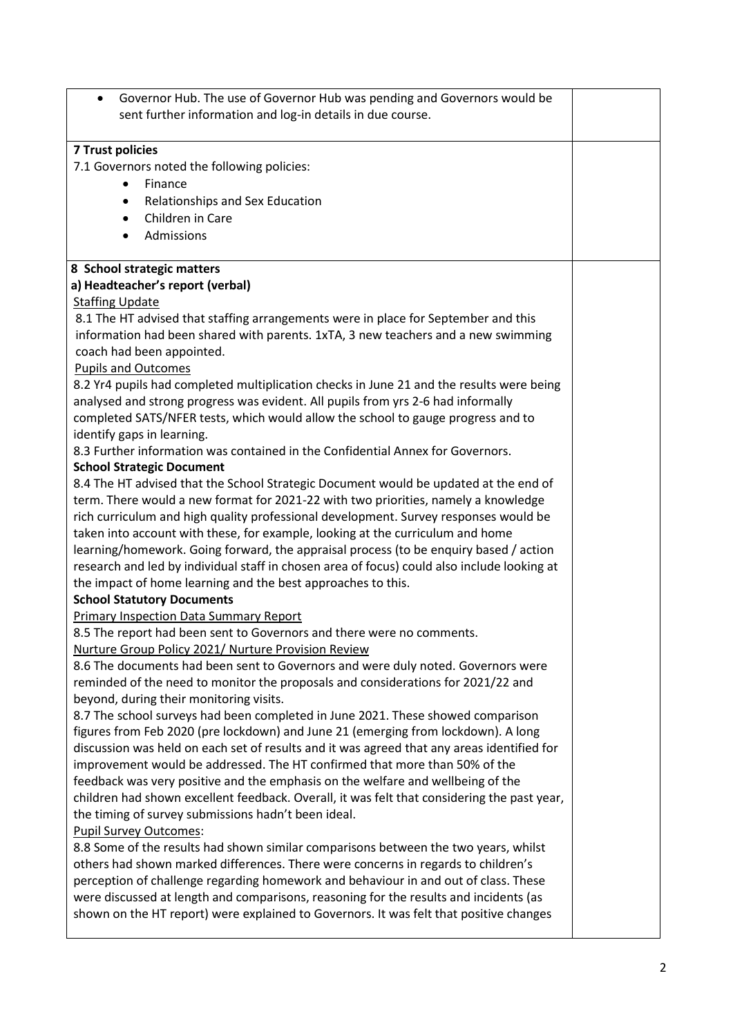- Governor Hub. The use of Governor Hub was pending and Governors would be sent further information and log-in details in due course.

**7 Trust policies**

7.1 Governors noted the following policies:

- Finance
- Relationships and Sex Education
- Children in Care
- Admissions

**8 School strategic matters**

**a) Headteacher's report (verbal)**

Staffing Update

8.1 The HT advised that staffing arrangements were in place for September and this information had been shared with parents. 1xTA, 3 new teachers and a new swimming coach had been appointed.

Pupils and Outcomes

8.2 Yr4 pupils had completed multiplication checks in June 21 and the results were being analysed and strong progress was evident. All pupils from yrs 2-6 had informally completed SATS/NFER tests, which would allow the school to gauge progress and to identify gaps in learning.

8.3 Further information was contained in the Confidential Annex for Governors.

**School Strategic Document**

8.4 The HT advised that the School Strategic Document would be updated at the end of term. There would a new format for 2021-22 with two priorities, namely a knowledge rich curriculum and high quality professional development. Survey responses would be taken into account with these, for example, looking at the curriculum and home learning/homework. Going forward, the appraisal process (to be enquiry based / action research and led by individual staff in chosen area of focus) could also include looking at the impact of home learning and the best approaches to this.

**School Statutory Documents**

Primary Inspection Data Summary Report

8.5 The report had been sent to Governors and there were no comments.

Nurture Group Policy 2021/ Nurture Provision Review

8.6 The documents had been sent to Governors and were duly noted. Governors were reminded of the need to monitor the proposals and considerations for 2021/22 and beyond, during their monitoring visits.

8.7 The school surveys had been completed in June 2021. These showed comparison figures from Feb 2020 (pre lockdown) and June 21 (emerging from lockdown). A long discussion was held on each set of results and it was agreed that any areas identified for improvement would be addressed. The HT confirmed that more than 50% of the feedback was very positive and the emphasis on the welfare and wellbeing of the children had shown excellent feedback. Overall, it was felt that considering the past year, the timing of survey submissions hadn't been ideal.

Pupil Survey Outcomes:

8.8 Some of the results had shown similar comparisons between the two years, whilst others had shown marked differences. There were concerns in regards to children's perception of challenge regarding homework and behaviour in and out of class. These were discussed at length and comparisons, reasoning for the results and incidents (as shown on the HT report) were explained to Governors. It was felt that positive changes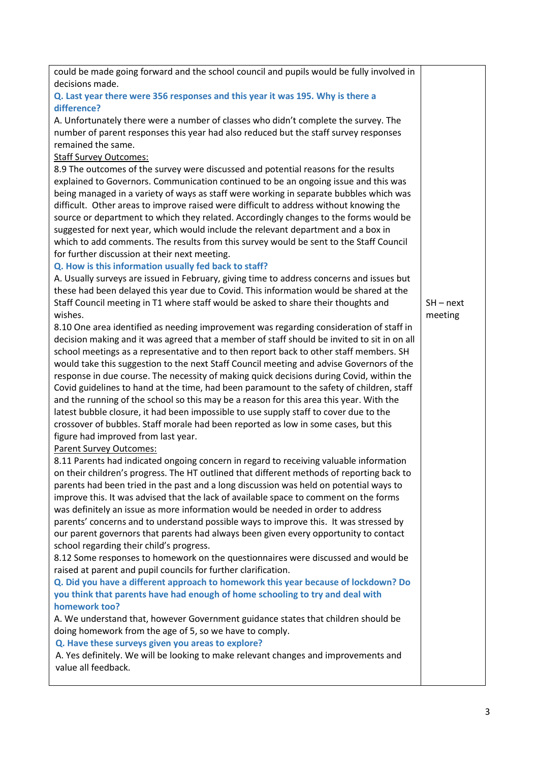| | |
|---|---|
| could be made going forward and the school council and pupils would be fully involved in decisions made.<br>**Q. Last year there were 356 responses and this year it was 195. Why is there a difference?**<br>A. Unfortunately there were a number of classes who didn't complete the survey. The number of parent responses this year had also reduced but the staff survey responses remained the same.<br><u>Staff Survey Outcomes:</u><br>8.9 The outcomes of the survey were discussed and potential reasons for the results explained to Governors. Communication continued to be an ongoing issue and this was being managed in a variety of ways as staff were working in separate bubbles which was difficult. Other areas to improve raised were difficult to address without knowing the source or department to which they related. Accordingly changes to the forms would be suggested for next year, which would include the relevant department and a box in which to add comments. The results from this survey would be sent to the Staff Council for further discussion at their next meeting.<br>**Q. How is this information usually fed back to staff?**<br>A. Usually surveys are issued in February, giving time to address concerns and issues but these had been delayed this year due to Covid. This information would be shared at the Staff Council meeting in T1 where staff would be asked to share their thoughts and wishes.<br>8.10 One area identified as needing improvement was regarding consideration of staff in decision making and it was agreed that a member of staff should be invited to sit in on all school meetings as a representative and to then report back to other staff members. SH would take this suggestion to the next Staff Council meeting and advise Governors of the response in due course. The necessity of making quick decisions during Covid, within the Covid guidelines to hand at the time, had been paramount to the safety of children, staff and the running of the school so this may be a reason for this area this year. With the latest bubble closure, it had been impossible to use supply staff to cover due to the crossover of bubbles. Staff morale had been reported as low in some cases, but this figure had improved from last year.<br><u>Parent Survey Outcomes:</u><br>8.11 Parents had indicated ongoing concern in regard to receiving valuable information on their children's progress. The HT outlined that different methods of reporting back to parents had been tried in the past and a long discussion was held on potential ways to improve this. It was advised that the lack of available space to comment on the forms was definitely an issue as more information would be needed in order to address parents' concerns and to understand possible ways to improve this. It was stressed by our parent governors that parents had always been given every opportunity to contact school regarding their child's progress.<br>8.12 Some responses to homework on the questionnaires were discussed and would be raised at parent and pupil councils for further clarification.<br>**Q. Did you have a different approach to homework this year because of lockdown? Do you think that parents have had enough of home schooling to try and deal with homework too?**<br>A. We understand that, however Government guidance states that children should be doing homework from the age of 5, so we have to comply.<br>**Q. Have these surveys given you areas to explore?**<br>A. Yes definitely. We will be looking to make relevant changes and improvements and value all feedback. | SH – next meeting |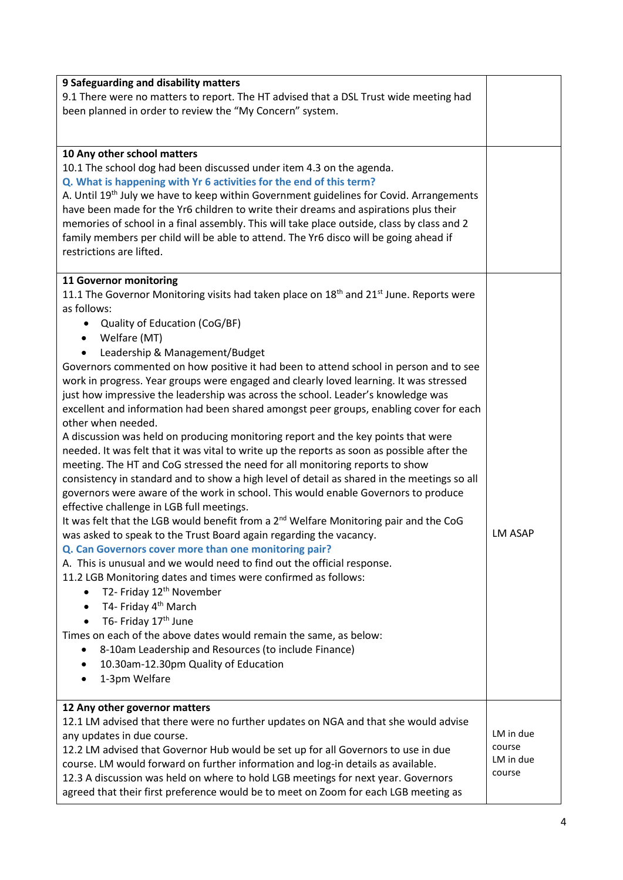| | |
|---|---|
| **9 Safeguarding and disability matters**<br>9.1 There were no matters to report. The HT advised that a DSL Trust wide meeting had been planned in order to review the "My Concern" system. | |
| **10 Any other school matters**<br>10.1 The school dog had been discussed under item 4.3 on the agenda.<br>**Q. What is happening with Yr 6 activities for the end of this term?**<br>A. Until 19th July we have to keep within Government guidelines for Covid. Arrangements have been made for the Yr6 children to write their dreams and aspirations plus their memories of school in a final assembly. This will take place outside, class by class and 2 family members per child will be able to attend. The Yr6 disco will be going ahead if restrictions are lifted. | |
| **11 Governor monitoring**<br>11.1 The Governor Monitoring visits had taken place on 18th and 21st June. Reports were as follows:<br>• Quality of Education (CoG/BF)<br>• Welfare (MT)<br>• Leadership & Management/Budget<br>Governors commented on how positive it had been to attend school in person and to see work in progress. Year groups were engaged and clearly loved learning. It was stressed just how impressive the leadership was across the school. Leader's knowledge was excellent and information had been shared amongst peer groups, enabling cover for each other when needed.<br>A discussion was held on producing monitoring report and the key points that were needed. It was felt that it was vital to write up the reports as soon as possible after the meeting. The HT and CoG stressed the need for all monitoring reports to show consistency in standard and to show a high level of detail as shared in the meetings so all governors were aware of the work in school. This would enable Governors to produce effective challenge in LGB full meetings.<br>It was felt that the LGB would benefit from a 2nd Welfare Monitoring pair and the CoG was asked to speak to the Trust Board again regarding the vacancy.<br>**Q. Can Governors cover more than one monitoring pair?**<br>A. This is unusual and we would need to find out the official response.<br>11.2 LGB Monitoring dates and times were confirmed as follows:<br>• T2- Friday 12th November<br>• T4- Friday 4th March<br>• T6- Friday 17th June<br>Times on each of the above dates would remain the same, as below:<br>• 8-10am Leadership and Resources (to include Finance)<br>• 10.30am-12.30pm Quality of Education<br>• 1-3pm Welfare | LM ASAP |
| **12 Any other governor matters**<br>12.1 LM advised that there were no further updates on NGA and that she would advise any updates in due course.<br>12.2 LM advised that Governor Hub would be set up for all Governors to use in due course. LM would forward on further information and log-in details as available.<br>12.3 A discussion was held on where to hold LGB meetings for next year. Governors agreed that their first preference would be to meet on Zoom for each LGB meeting as | LM in due course<br>LM in due course |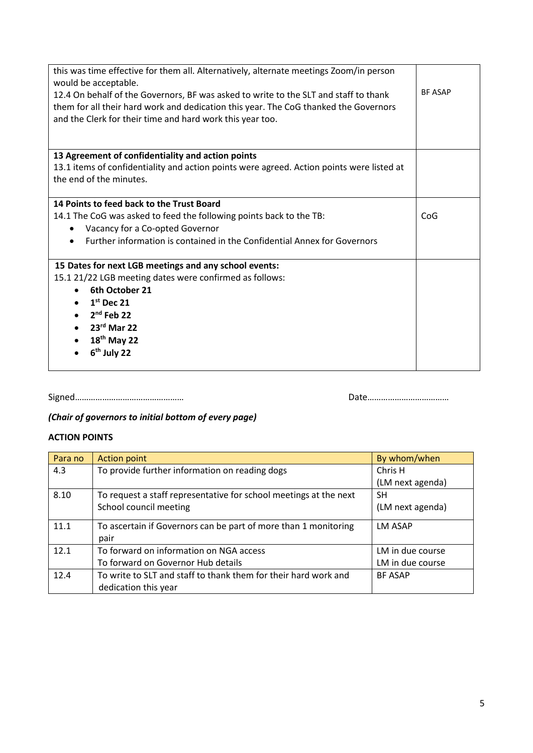| | |
|---|---|
| this was time effective for them all. Alternatively, alternate meetings Zoom/in person would be acceptable.<br>12.4 On behalf of the Governors, BF was asked to write to the SLT and staff to thank them for all their hard work and dedication this year. The CoG thanked the Governors and the Clerk for their time and hard work this year too. | BF ASAP |
| **13 Agreement of confidentiality and action points**<br>13.1 items of confidentiality and action points were agreed. Action points were listed at the end of the minutes. | |
| **14 Points to feed back to the Trust Board**<br>14.1 The CoG was asked to feed the following points back to the TB:<br>• Vacancy for a Co-opted Governor<br>• Further information is contained in the Confidential Annex for Governors | CoG |
| **15 Dates for next LGB meetings and any school events:**<br>15.1 21/22 LGB meeting dates were confirmed as follows:<br>• **6th October 21**<br>• **1st Dec 21**<br>• **2nd Feb 22**<br>• **23rd Mar 22**<br>• **18th May 22**<br>• **6th July 22** | |

Signed………………………………………… Date………………………………

***(Chair of governors to initial bottom of every page)***

**ACTION POINTS**

| Para no | Action point | By whom/when |
|---|---|---|
| 4.3 | To provide further information on reading dogs | Chris H (LM next agenda) |
| 8.10 | To request a staff representative for school meetings at the next School council meeting | SH (LM next agenda) |
| 11.1 | To ascertain if Governors can be part of more than 1 monitoring pair | LM ASAP |
| 12.1 | To forward on information on NGA access<br>To forward on Governor Hub details | LM in due course<br>LM in due course |
| 12.4 | To write to SLT and staff to thank them for their hard work and dedication this year | BF ASAP |